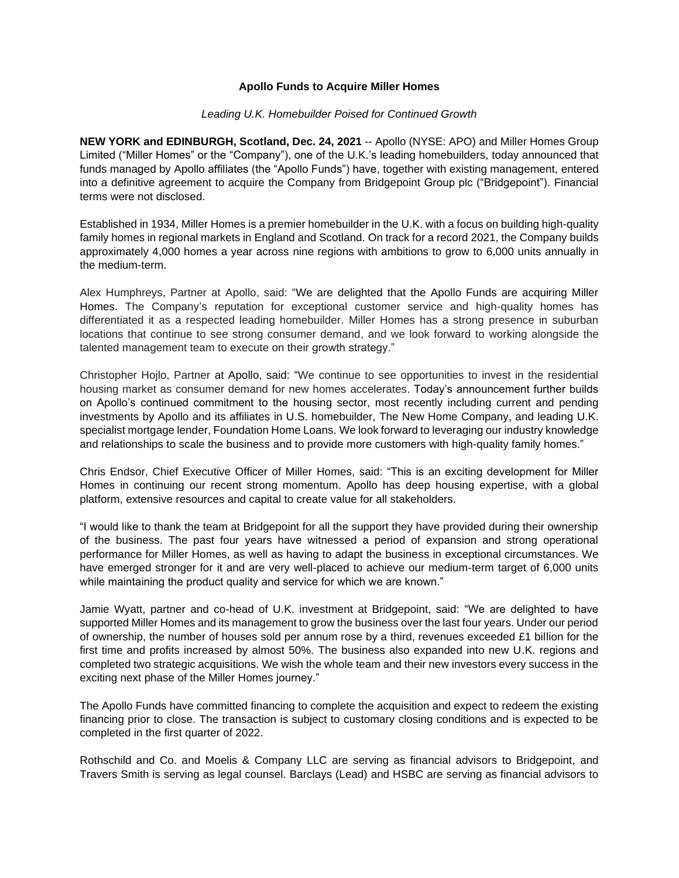# Apollo Funds to Acquire Miller Homes

*Leading U.K. Homebuilder Poised for Continued Growth*

**NEW YORK and EDINBURGH, Scotland, Dec. 24, 2021** -- Apollo (NYSE: APO) and Miller Homes Group Limited ("Miller Homes" or the "Company"), one of the U.K.'s leading homebuilders, today announced that funds managed by Apollo affiliates (the "Apollo Funds") have, together with existing management, entered into a definitive agreement to acquire the Company from Bridgepoint Group plc ("Bridgepoint"). Financial terms were not disclosed.

Established in 1934, Miller Homes is a premier homebuilder in the U.K. with a focus on building high-quality family homes in regional markets in England and Scotland. On track for a record 2021, the Company builds approximately 4,000 homes a year across nine regions with ambitions to grow to 6,000 units annually in the medium-term.

Alex Humphreys, Partner at Apollo, said: "We are delighted that the Apollo Funds are acquiring Miller Homes. The Company's reputation for exceptional customer service and high-quality homes has differentiated it as a respected leading homebuilder. Miller Homes has a strong presence in suburban locations that continue to see strong consumer demand, and we look forward to working alongside the talented management team to execute on their growth strategy."

Christopher Hojlo, Partner at Apollo, said: "We continue to see opportunities to invest in the residential housing market as consumer demand for new homes accelerates. Today's announcement further builds on Apollo's continued commitment to the housing sector, most recently including current and pending investments by Apollo and its affiliates in U.S. homebuilder, The New Home Company, and leading U.K. specialist mortgage lender, Foundation Home Loans. We look forward to leveraging our industry knowledge and relationships to scale the business and to provide more customers with high-quality family homes."

Chris Endsor, Chief Executive Officer of Miller Homes, said: "This is an exciting development for Miller Homes in continuing our recent strong momentum. Apollo has deep housing expertise, with a global platform, extensive resources and capital to create value for all stakeholders.

"I would like to thank the team at Bridgepoint for all the support they have provided during their ownership of the business. The past four years have witnessed a period of expansion and strong operational performance for Miller Homes, as well as having to adapt the business in exceptional circumstances. We have emerged stronger for it and are very well-placed to achieve our medium-term target of 6,000 units while maintaining the product quality and service for which we are known."

Jamie Wyatt, partner and co-head of U.K. investment at Bridgepoint, said: "We are delighted to have supported Miller Homes and its management to grow the business over the last four years. Under our period of ownership, the number of houses sold per annum rose by a third, revenues exceeded £1 billion for the first time and profits increased by almost 50%. The business also expanded into new U.K. regions and completed two strategic acquisitions. We wish the whole team and their new investors every success in the exciting next phase of the Miller Homes journey."

The Apollo Funds have committed financing to complete the acquisition and expect to redeem the existing financing prior to close. The transaction is subject to customary closing conditions and is expected to be completed in the first quarter of 2022.

Rothschild and Co. and Moelis & Company LLC are serving as financial advisors to Bridgepoint, and Travers Smith is serving as legal counsel. Barclays (Lead) and HSBC are serving as financial advisors to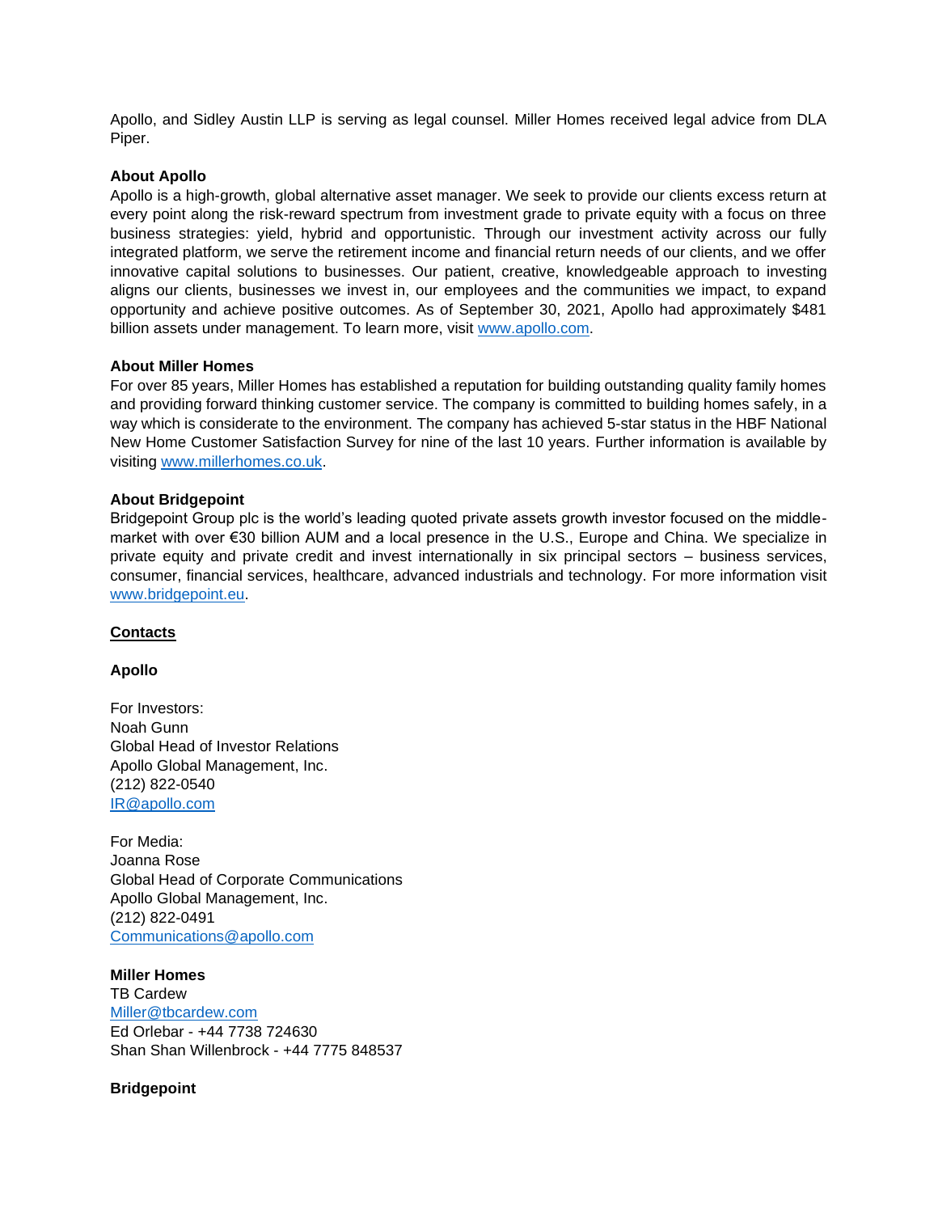Apollo, and Sidley Austin LLP is serving as legal counsel. Miller Homes received legal advice from DLA Piper.

**About Apollo**

Apollo is a high-growth, global alternative asset manager. We seek to provide our clients excess return at every point along the risk-reward spectrum from investment grade to private equity with a focus on three business strategies: yield, hybrid and opportunistic. Through our investment activity across our fully integrated platform, we serve the retirement income and financial return needs of our clients, and we offer innovative capital solutions to businesses. Our patient, creative, knowledgeable approach to investing aligns our clients, businesses we invest in, our employees and the communities we impact, to expand opportunity and achieve positive outcomes. As of September 30, 2021, Apollo had approximately $481 billion assets under management. To learn more, visit [www.apollo.com](http://www.apollo.com).

**About Miller Homes**

For over 85 years, Miller Homes has established a reputation for building outstanding quality family homes and providing forward thinking customer service. The company is committed to building homes safely, in a way which is considerate to the environment. The company has achieved 5-star status in the HBF National New Home Customer Satisfaction Survey for nine of the last 10 years. Further information is available by visiting [www.millerhomes.co.uk](http://www.millerhomes.co.uk).

**About Bridgepoint**

Bridgepoint Group plc is the world's leading quoted private assets growth investor focused on the middle-market with over €30 billion AUM and a local presence in the U.S., Europe and China. We specialize in private equity and private credit and invest internationally in six principal sectors – business services, consumer, financial services, healthcare, advanced industrials and technology. For more information visit [www.bridgepoint.eu](http://www.bridgepoint.eu).

**Contacts**

**Apollo**

For Investors:
Noah Gunn
Global Head of Investor Relations
Apollo Global Management, Inc.
(212) 822-0540
IR@apollo.com

For Media:
Joanna Rose
Global Head of Corporate Communications
Apollo Global Management, Inc.
(212) 822-0491
Communications@apollo.com

**Miller Homes**
TB Cardew
Miller@tbcardew.com
Ed Orlebar - +44 7738 724630
Shan Shan Willenbrock - +44 7775 848537

**Bridgepoint**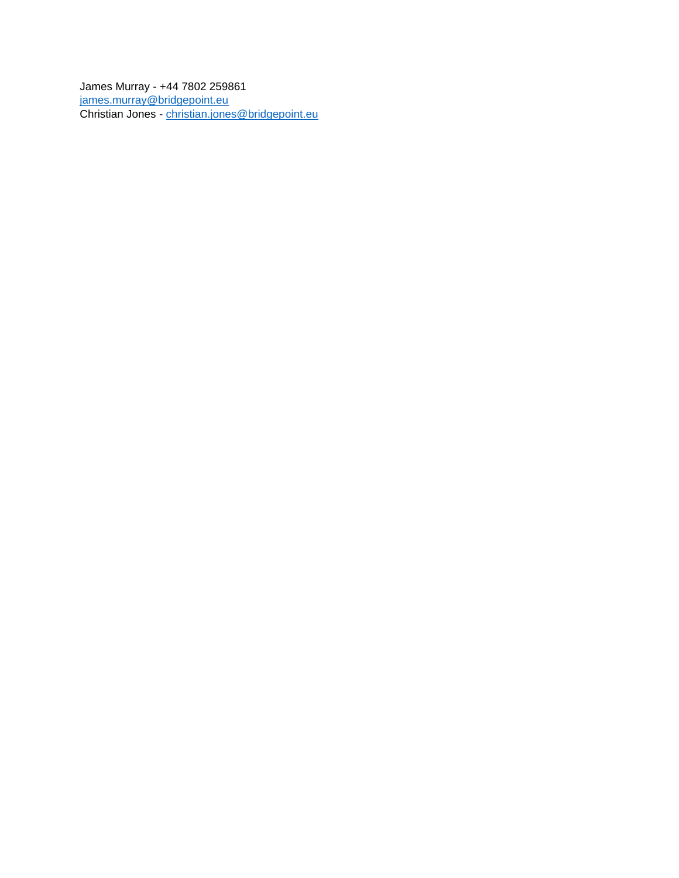James Murray - +44 7802 259861
james.murray@bridgepoint.eu
Christian Jones - christian.jones@bridgepoint.eu